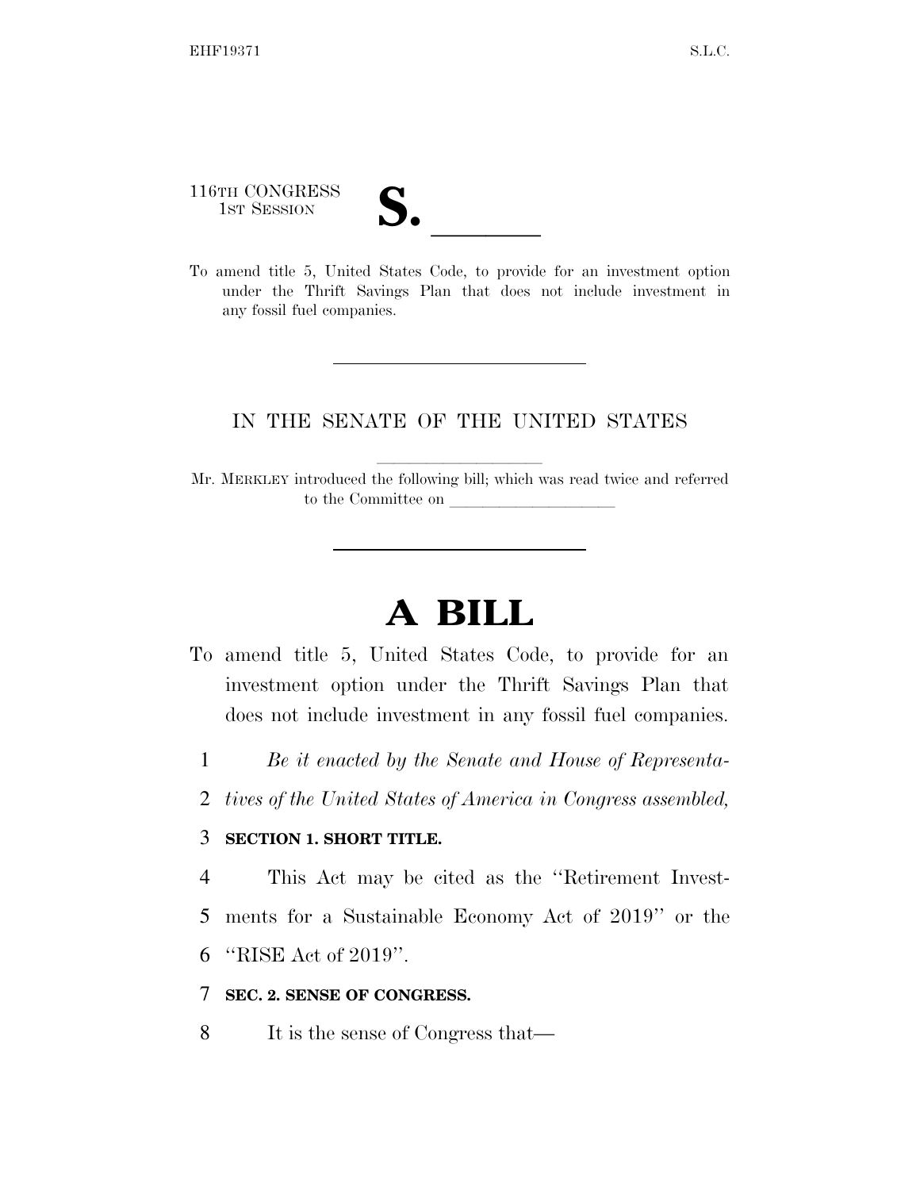116TH CONGRESS
1ST SESSION

**S. \_\_\_\_\_\_**

To amend title 5, United States Code, to provide for an investment option under the Thrift Savings Plan that does not include investment in any fossil fuel companies.

IN THE SENATE OF THE UNITED STATES

Mr. MERKLEY introduced the following bill; which was read twice and referred to the Committee on \_\_\_\_\_\_\_\_\_\_\_\_\_\_\_\_\_\_\_\_

# A BILL

To amend title 5, United States Code, to provide for an investment option under the Thrift Savings Plan that does not include investment in any fossil fuel companies.

1 *Be it enacted by the Senate and House of Representa-*
2 *tives of the United States of America in Congress assembled,*

3 **SECTION 1. SHORT TITLE.**

4 This Act may be cited as the ''Retirement Invest-
5 ments for a Sustainable Economy Act of 2019'' or the
6 ''RISE Act of 2019''.

7 **SEC. 2. SENSE OF CONGRESS.**

8 It is the sense of Congress that—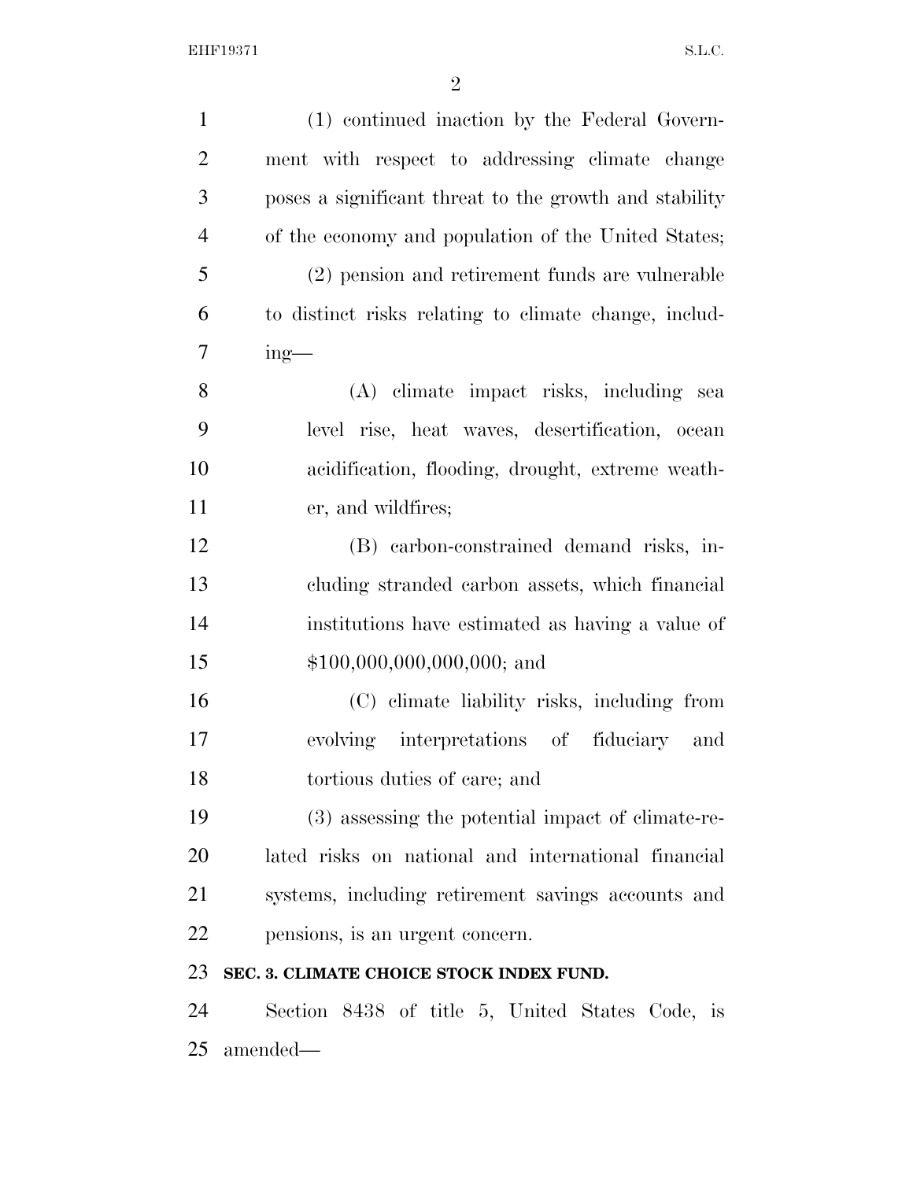(1) continued inaction by the Federal Government with respect to addressing climate change poses a significant threat to the growth and stability of the economy and population of the United States;

(2) pension and retirement funds are vulnerable to distinct risks relating to climate change, including—

(A) climate impact risks, including sea level rise, heat waves, desertification, ocean acidification, flooding, drought, extreme weather, and wildfires;

(B) carbon-constrained demand risks, including stranded carbon assets, which financial institutions have estimated as having a value of $100,000,000,000,000; and

(C) climate liability risks, including from evolving interpretations of fiduciary and tortious duties of care; and

(3) assessing the potential impact of climate-related risks on national and international financial systems, including retirement savings accounts and pensions, is an urgent concern.

**SEC. 3. CLIMATE CHOICE STOCK INDEX FUND.**

Section 8438 of title 5, United States Code, is amended—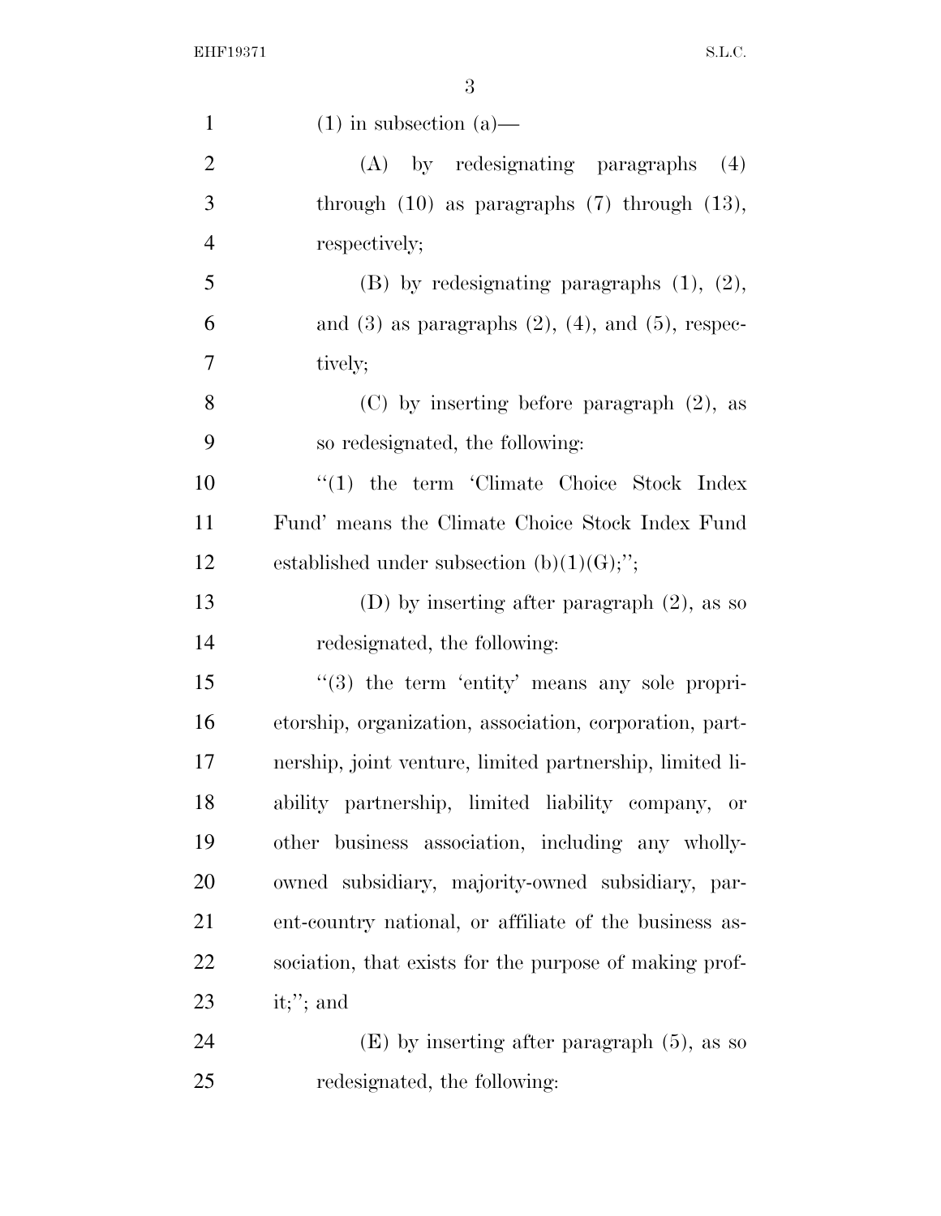(1) in subsection (a)—

(A) by redesignating paragraphs (4) through (10) as paragraphs (7) through (13), respectively;

(B) by redesignating paragraphs (1), (2), and (3) as paragraphs (2), (4), and (5), respectively;

(C) by inserting before paragraph (2), as so redesignated, the following:

"(1) the term 'Climate Choice Stock Index Fund' means the Climate Choice Stock Index Fund established under subsection (b)(1)(G);";

(D) by inserting after paragraph (2), as so redesignated, the following:

"(3) the term 'entity' means any sole proprietorship, organization, association, corporation, partnership, joint venture, limited partnership, limited liability partnership, limited liability company, or other business association, including any wholly-owned subsidiary, majority-owned subsidiary, parent-country national, or affiliate of the business association, that exists for the purpose of making profit;"; and

(E) by inserting after paragraph (5), as so redesignated, the following: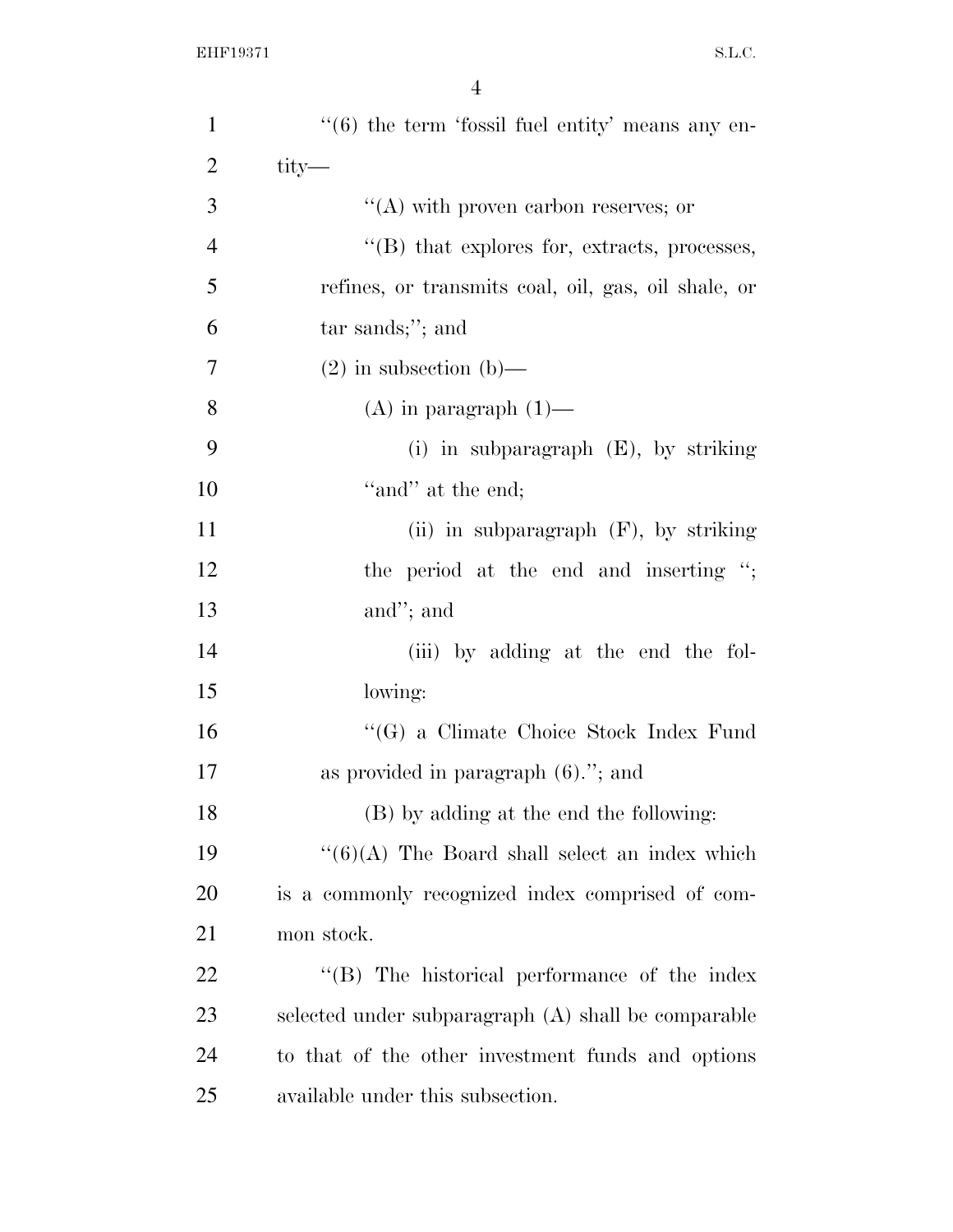''(6) the term 'fossil fuel entity' means any entity—

''(A) with proven carbon reserves; or

''(B) that explores for, extracts, processes, refines, or transmits coal, oil, gas, oil shale, or tar sands;''; and

(2) in subsection (b)—

(A) in paragraph (1)—

(i) in subparagraph (E), by striking ''and'' at the end;

(ii) in subparagraph (F), by striking the period at the end and inserting ''; and''; and

(iii) by adding at the end the following:

''(G) a Climate Choice Stock Index Fund as provided in paragraph (6).''; and

(B) by adding at the end the following:

''(6)(A) The Board shall select an index which is a commonly recognized index comprised of common stock.

''(B) The historical performance of the index selected under subparagraph (A) shall be comparable to that of the other investment funds and options available under this subsection.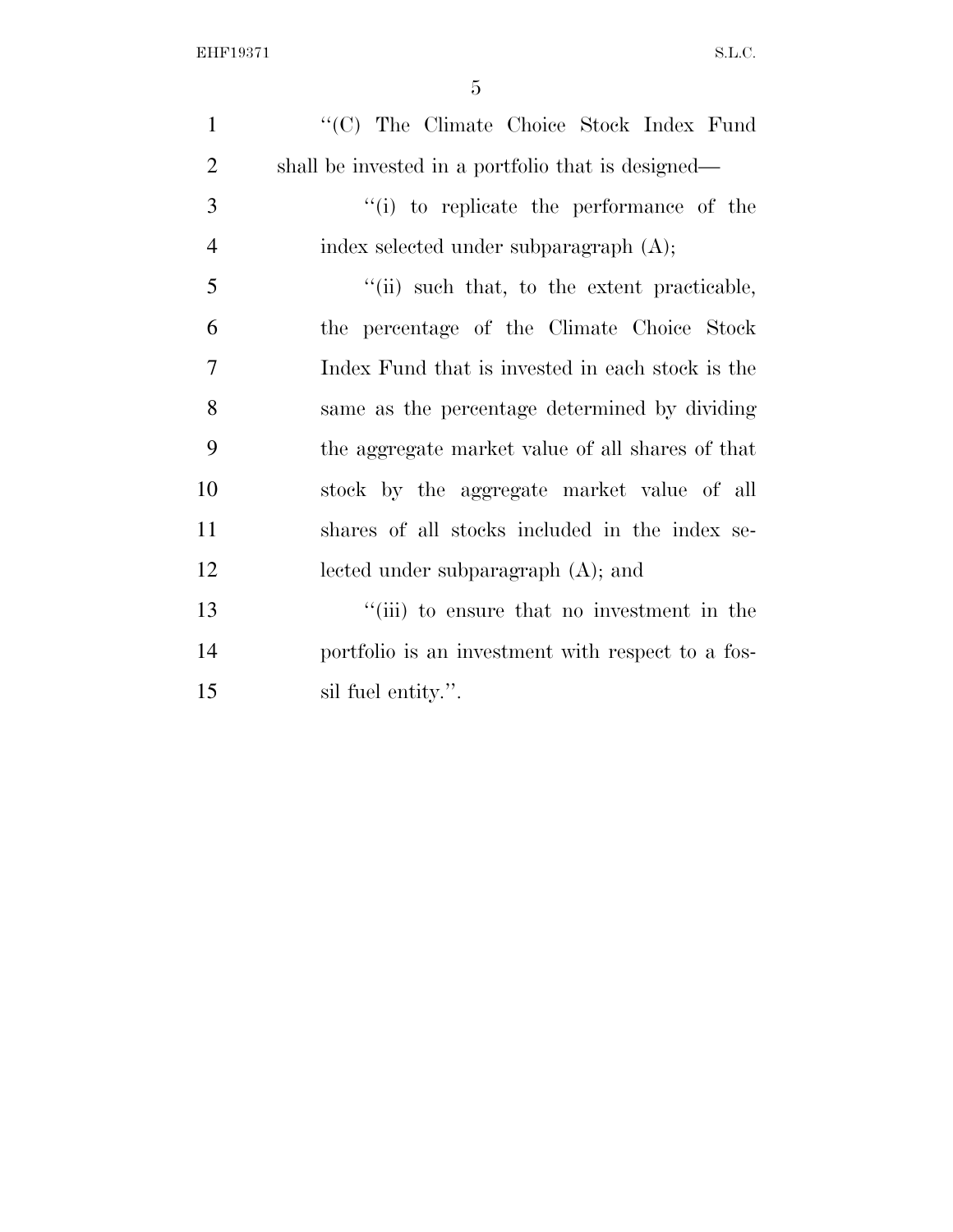"(C) The Climate Choice Stock Index Fund shall be invested in a portfolio that is designed—

"(i) to replicate the performance of the index selected under subparagraph (A);

"(ii) such that, to the extent practicable, the percentage of the Climate Choice Stock Index Fund that is invested in each stock is the same as the percentage determined by dividing the aggregate market value of all shares of that stock by the aggregate market value of all shares of all stocks included in the index selected under subparagraph (A); and

"(iii) to ensure that no investment in the portfolio is an investment with respect to a fossil fuel entity.".